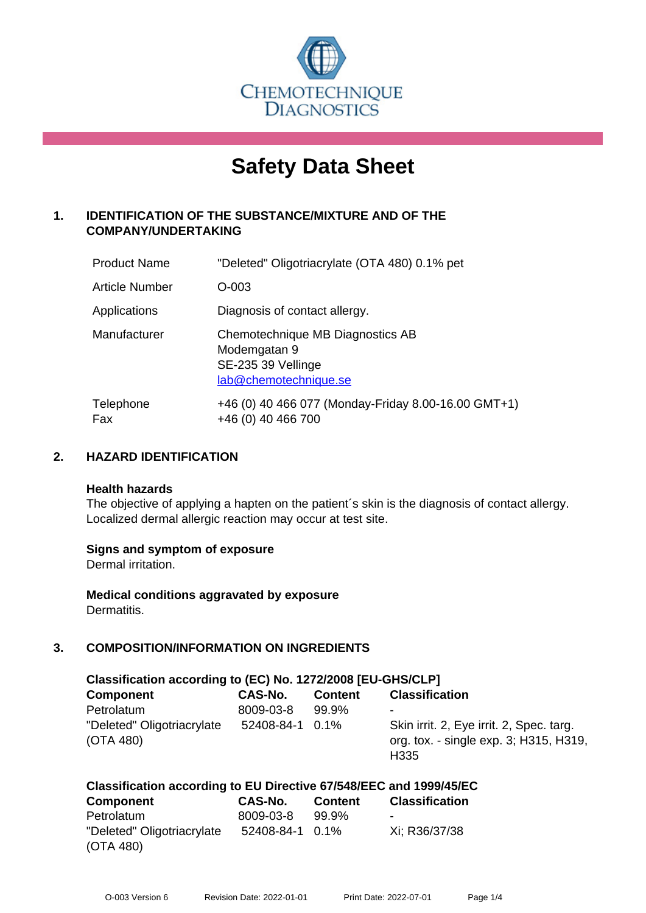CHEMOTECHNIQUE DIAGNOSTICS

# Safety Data Sheet

## 1. IDENTIFICATION OF THE SUBSTANCE/MIXTURE AND OF THE COMPANY/UNDERTAKING

| | |
|---|---|
| Product Name | "Deleted" Oligotriacrylate (OTA 480) 0.1% pet |
| Article Number | O-003 |
| Applications | Diagnosis of contact allergy. |
| Manufacturer | Chemotechnique MB Diagnostics AB<br>Modemgatan 9<br>SE-235 39 Vellinge<br>lab@chemotechnique.se |
| Telephone | +46 (0) 40 466 077 (Monday-Friday 8.00-16.00 GMT+1) |
| Fax | +46 (0) 40 466 700 |

## 2. HAZARD IDENTIFICATION

**Health hazards**

The objective of applying a hapten on the patient´s skin is the diagnosis of contact allergy. Localized dermal allergic reaction may occur at test site.

**Signs and symptom of exposure**

Dermal irritation.

**Medical conditions aggravated by exposure**

Dermatitis.

## 3. COMPOSITION/INFORMATION ON INGREDIENTS

**Classification according to (EC) No. 1272/2008 [EU-GHS/CLP]**

| Component | CAS-No. | Content | Classification |
|---|---|---|---|
| Petrolatum | 8009-03-8 | 99.9% | - |
| "Deleted" Oligotriacrylate (OTA 480) | 52408-84-1 | 0.1% | Skin irrit. 2, Eye irrit. 2, Spec. targ. org. tox. - single exp. 3; H315, H319, H335 |

**Classification according to EU Directive 67/548/EEC and 1999/45/EC**

| Component | CAS-No. | Content | Classification |
|---|---|---|---|
| Petrolatum | 8009-03-8 | 99.9% | - |
| "Deleted" Oligotriacrylate (OTA 480) | 52408-84-1 | 0.1% | Xi; R36/37/38 |

O-003 Version 6 Revision Date: 2022-01-01 Print Date: 2022-07-01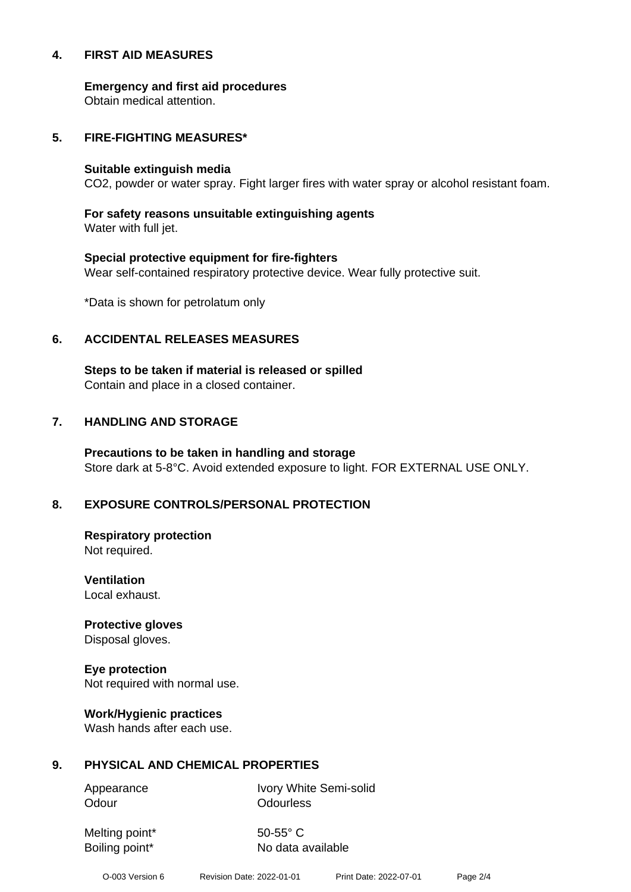## 4. FIRST AID MEASURES

**Emergency and first aid procedures**
Obtain medical attention.

## 5. FIRE-FIGHTING MEASURES*

**Suitable extinguish media**
$CO_2$, powder or water spray. Fight larger fires with water spray or alcohol resistant foam.

**For safety reasons unsuitable extinguishing agents**
Water with full jet.

**Special protective equipment for fire-fighters**
Wear self-contained respiratory protective device. Wear fully protective suit.

*Data is shown for petrolatum only

## 6. ACCIDENTAL RELEASES MEASURES

**Steps to be taken if material is released or spilled**
Contain and place in a closed container.

## 7. HANDLING AND STORAGE

**Precautions to be taken in handling and storage**
Store dark at 5-8°C. Avoid extended exposure to light. FOR EXTERNAL USE ONLY.

## 8. EXPOSURE CONTROLS/PERSONAL PROTECTION

**Respiratory protection**
Not required.

**Ventilation**
Local exhaust.

**Protective gloves**
Disposal gloves.

**Eye protection**
Not required with normal use.

**Work/Hygienic practices**
Wash hands after each use.

## 9. PHYSICAL AND CHEMICAL PROPERTIES

| | |
|---|---|
| Appearance | Ivory White Semi-solid |
| Odour | Odourless |
| Melting point* | 50-55° C |
| Boiling point* | No data available |

O-003 Version 6 Revision Date: 2022-01-01 Print Date: 2022-07-01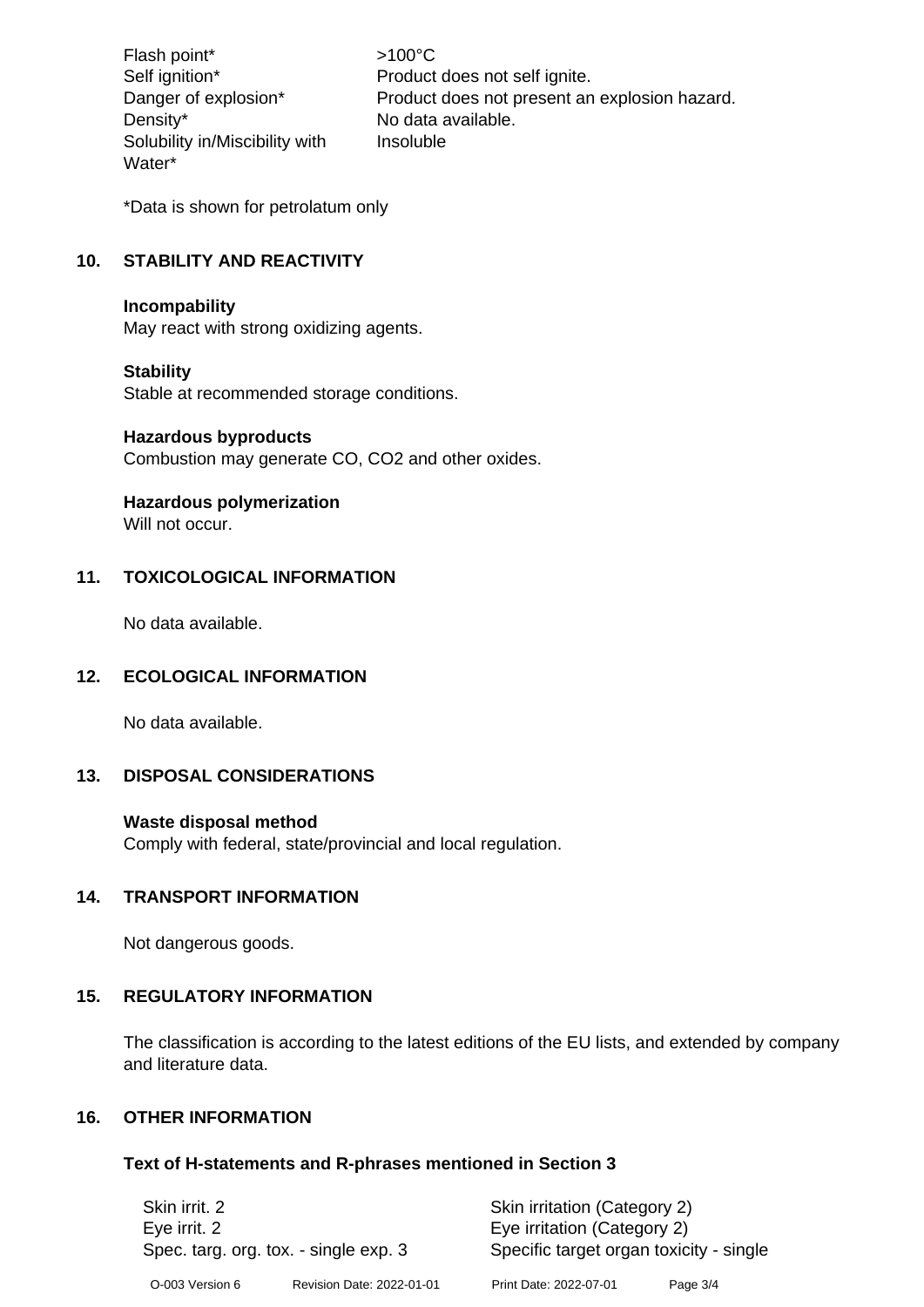| | |
|---|---|
| Flash point* | >100°C |
| Self ignition* | Product does not self ignite. |
| Danger of explosion* | Product does not present an explosion hazard. |
| Density* | No data available. |
| Solubility in/Miscibility with Water* | Insoluble |

*Data is shown for petrolatum only

## 10. STABILITY AND REACTIVITY

**Incompability**
May react with strong oxidizing agents.

**Stability**
Stable at recommended storage conditions.

**Hazardous byproducts**
Combustion may generate CO, $CO_2$ and other oxides.

**Hazardous polymerization**
Will not occur.

## 11. TOXICOLOGICAL INFORMATION

No data available.

## 12. ECOLOGICAL INFORMATION

No data available.

## 13. DISPOSAL CONSIDERATIONS

**Waste disposal method**
Comply with federal, state/provincial and local regulation.

## 14. TRANSPORT INFORMATION

Not dangerous goods.

## 15. REGULATORY INFORMATION

The classification is according to the latest editions of the EU lists, and extended by company and literature data.

## 16. OTHER INFORMATION

### Text of H-statements and R-phrases mentioned in Section 3

| | |
|---|---|
| Skin irrit. 2 | Skin irritation (Category 2) |
| Eye irrit. 2 | Eye irritation (Category 2) |
| Spec. targ. org. tox. - single exp. 3 | Specific target organ toxicity - single |

O-003 Version 6 Revision Date: 2022-01-01 Print Date: 2022-07-01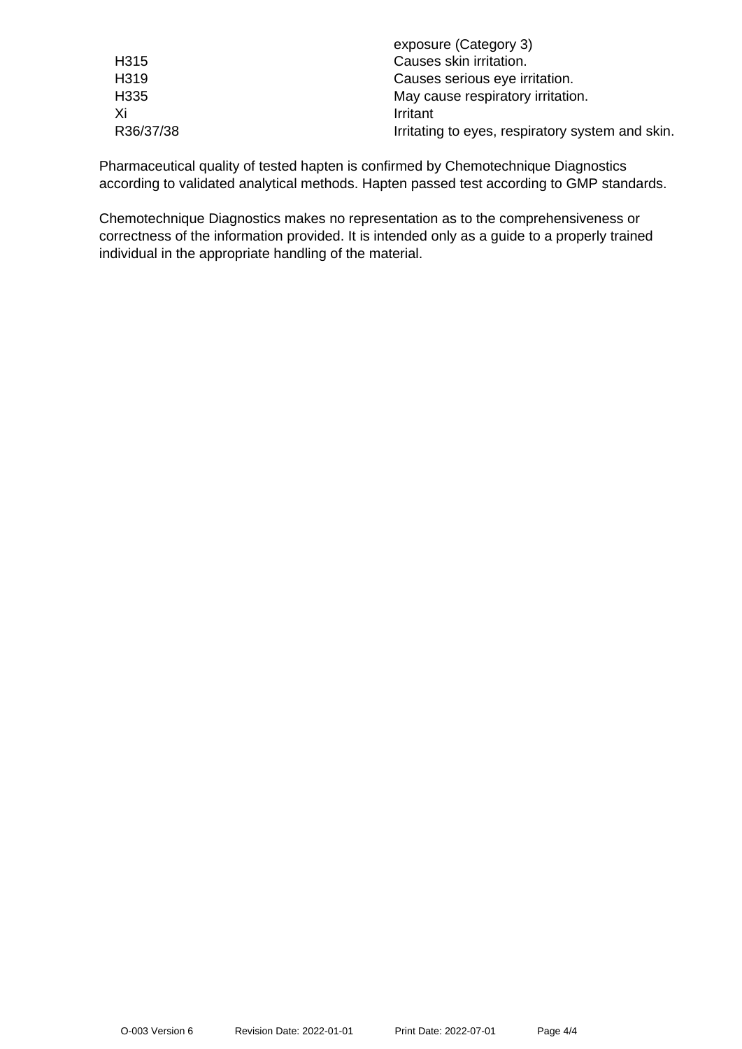| | |
|---|---|
| | exposure (Category 3) |
| H315 | Causes skin irritation. |
| H319 | Causes serious eye irritation. |
| H335 | May cause respiratory irritation. |
| Xi | Irritant |
| R36/37/38 | Irritating to eyes, respiratory system and skin. |

Pharmaceutical quality of tested hapten is confirmed by Chemotechnique Diagnostics according to validated analytical methods. Hapten passed test according to GMP standards.

Chemotechnique Diagnostics makes no representation as to the comprehensiveness or correctness of the information provided. It is intended only as a guide to a properly trained individual in the appropriate handling of the material.